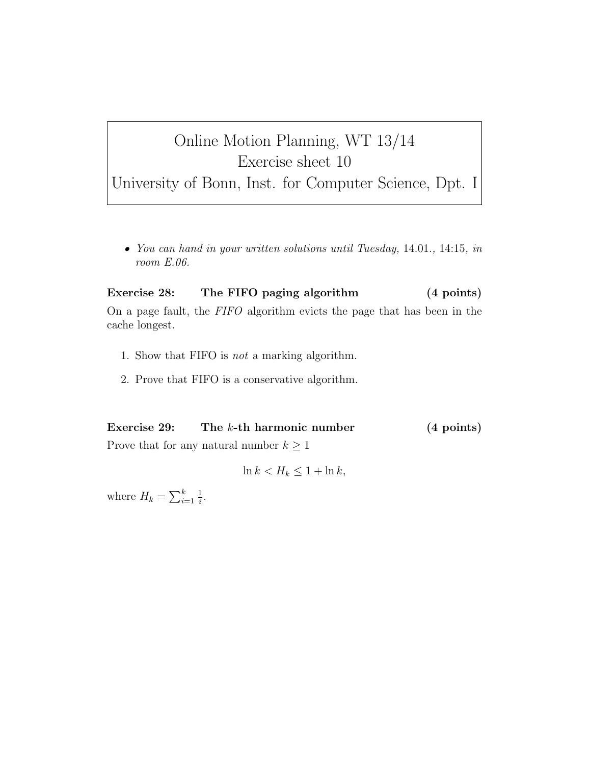# Online Motion Planning, WT 13/14
## Exercise sheet 10
## University of Bonn, Inst. for Computer Science, Dpt. I

- *You can hand in your written solutions until Tuesday,* 14.01.*,* 14:15*, in room E.06.*

**Exercise 28: The FIFO paging algorithm (4 points)**

On a page fault, the *FIFO* algorithm evicts the page that has been in the cache longest.

1. Show that FIFO is *not* a marking algorithm.
2. Prove that FIFO is a conservative algorithm.

**Exercise 29: The $k$-th harmonic number (4 points)**

Prove that for any natural number $k \geq 1$

$$\ln k < H_k \leq 1 + \ln k,$$

where $H_k = \sum_{i=1}^{k} \frac{1}{i}$.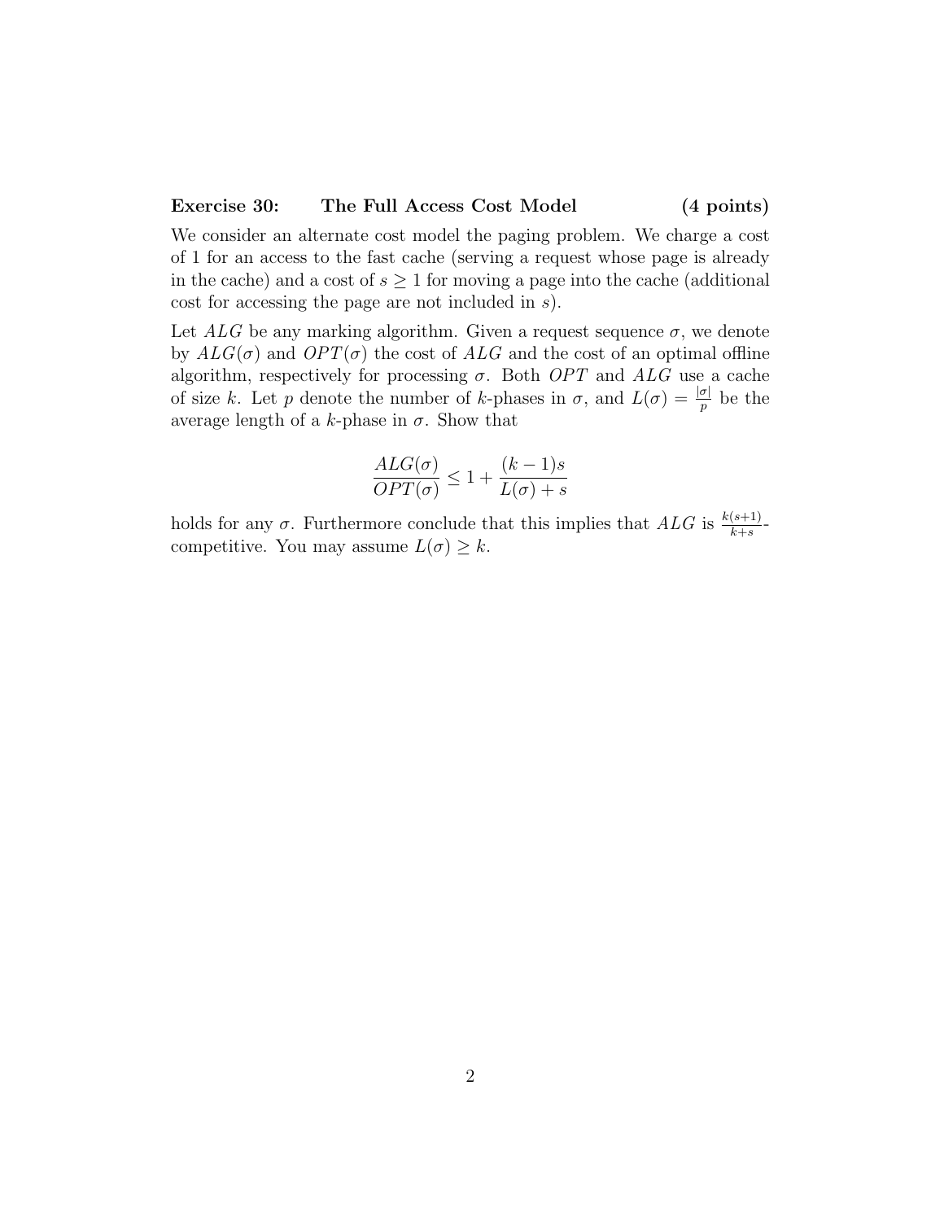**Exercise 30: The Full Access Cost Model (4 points)**

We consider an alternate cost model the paging problem. We charge a cost of 1 for an access to the fast cache (serving a request whose page is already in the cache) and a cost of $s \geq 1$ for moving a page into the cache (additional cost for accessing the page are not included in $s$).

Let $ALG$ be any marking algorithm. Given a request sequence $\sigma$, we denote by $ALG(\sigma)$ and $OPT(\sigma)$ the cost of $ALG$ and the cost of an optimal offline algorithm, respectively for processing $\sigma$. Both $OPT$ and $ALG$ use a cache of size $k$. Let $p$ denote the number of $k$-phases in $\sigma$, and $L(\sigma) = \frac{|\sigma|}{p}$ be the average length of a $k$-phase in $\sigma$. Show that

$$\frac{ALG(\sigma)}{OPT(\sigma)} \leq 1 + \frac{(k-1)s}{L(\sigma) + s}$$

holds for any $\sigma$. Furthermore conclude that this implies that $ALG$ is $\frac{k(s+1)}{k+s}$-competitive. You may assume $L(\sigma) \geq k$.